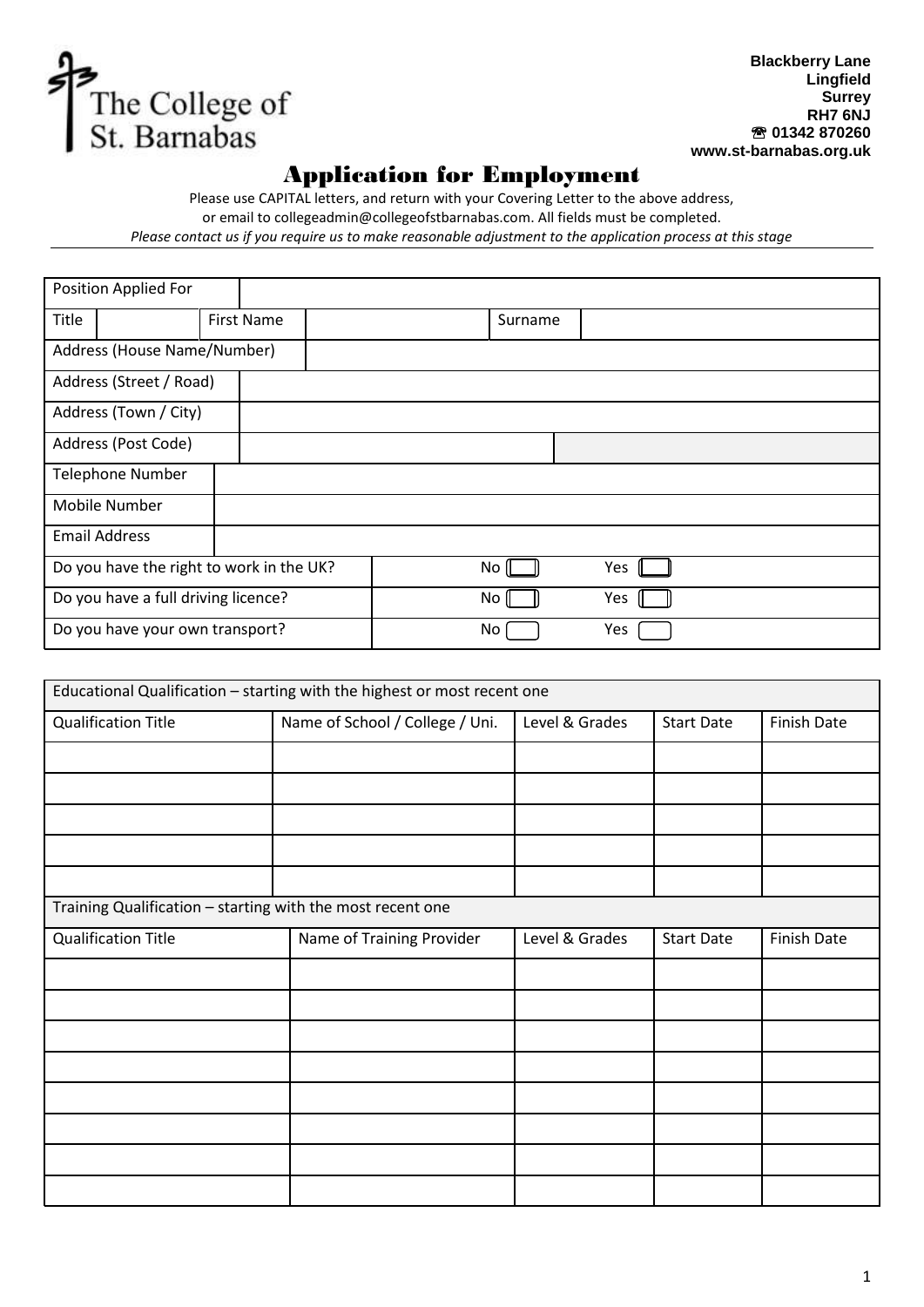The College of St. Barnabas

**Blackberry Lane**
**Lingfield**
**Surrey**
**RH7 6NJ**
**☎ 01342 870260**
**www.st-barnabas.org.uk**

# Application for Employment

Please use CAPITAL letters, and return with your Covering Letter to the above address,
or email to collegeadmin@collegeofstbarnabas.com. All fields must be completed.
*Please contact us if you require us to make reasonable adjustment to the application process at this stage*

| Position Applied For | | | | | |
|---|---|---|---|---|---|
| Title | | First Name | | Surname | |
| Address (House Name/Number) | | | | | |
| Address (Street / Road) | | | | | |
| Address (Town / City) | | | | | |
| Address (Post Code) | | | | | |
| Telephone Number | | | | | |
| Mobile Number | | | | | |
| Email Address | | | | | |
| Do you have the right to work in the UK? | | | No ☐ | Yes ☐ | |
| Do you have a full driving licence? | | | No ☐ | Yes ☐ | |
| Do you have your own transport? | | | No ☐ | Yes ☐ | |

| Educational Qualification – starting with the highest or most recent one | | | | |
|---|---|---|---|---|
| Qualification Title | Name of School / College / Uni. | Level & Grades | Start Date | Finish Date |
| | | | | |
| | | | | |
| | | | | |
| | | | | |
| | | | | |
| **Training Qualification – starting with the most recent one** | | | | |
| Qualification Title | Name of Training Provider | Level & Grades | Start Date | Finish Date |
| | | | | |
| | | | | |
| | | | | |
| | | | | |
| | | | | |
| | | | | |
| | | | | |
| | | | | |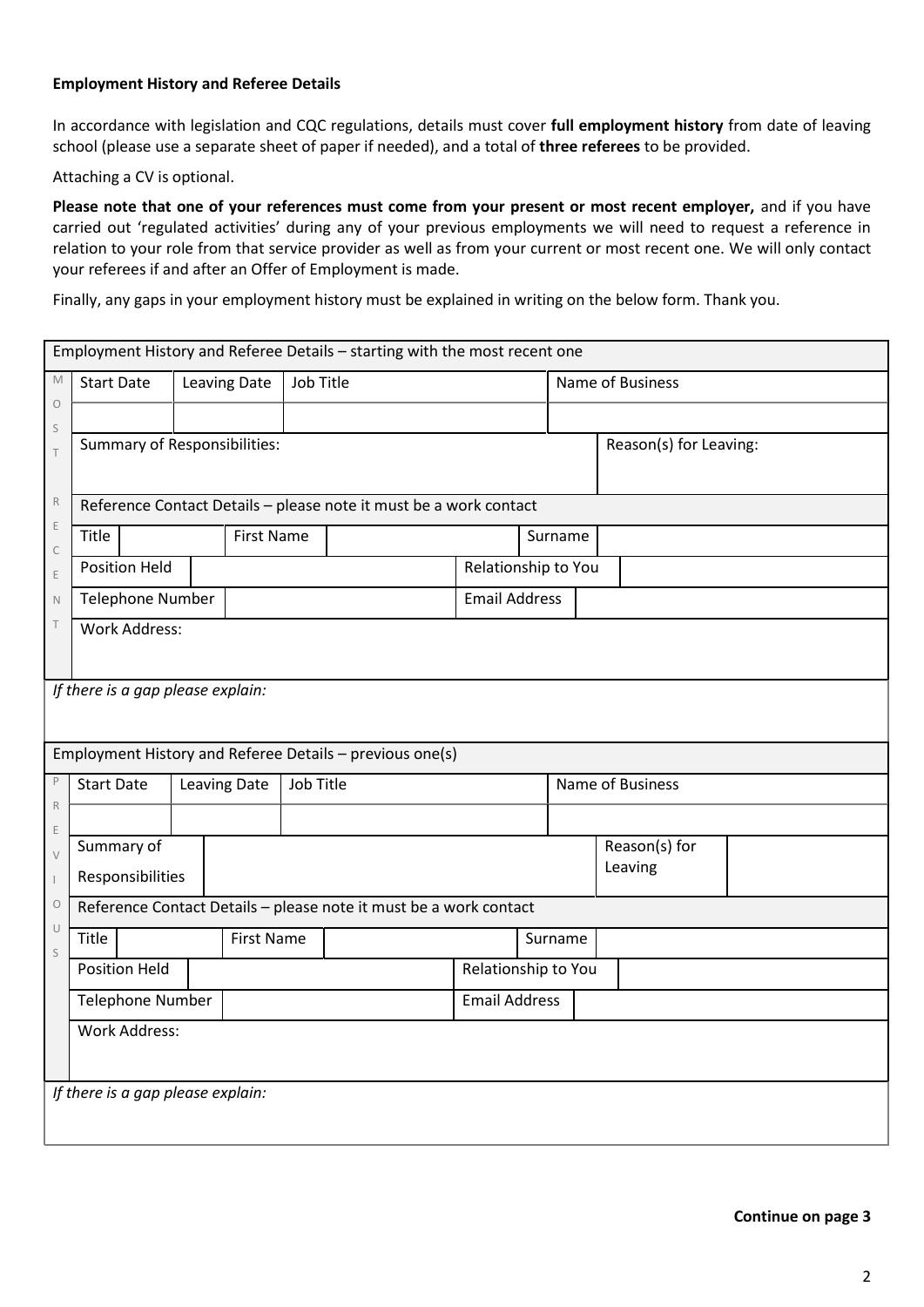**Employment History and Referee Details**

In accordance with legislation and CQC regulations, details must cover **full employment history** from date of leaving school (please use a separate sheet of paper if needed), and a total of **three referees** to be provided.

Attaching a CV is optional.

**Please note that one of your references must come from your present or most recent employer,** and if you have carried out 'regulated activities' during any of your previous employments we will need to request a reference in relation to your role from that service provider as well as from your current or most recent one. We will only contact your referees if and after an Offer of Employment is made.

Finally, any gaps in your employment history must be explained in writing on the below form. Thank you.

| Employment History and Referee Details – starting with the most recent one | | | | | | |
|---|---|---|---|---|---|---|
| MOST RECENT | Start Date | Leaving Date | Job Title | | Name of Business | |
| | | | | | | |
| | Summary of Responsibilities: | | | | Reason(s) for Leaving: | |
| | Reference Contact Details – please note it must be a work contact | | | | | |
| | Title | | First Name | | Surname | |
| | Position Held | | | Relationship to You | | |
| | Telephone Number | | | Email Address | | |
| | Work Address: | | | | | |
| *If there is a gap please explain:* | | | | | | |

| Employment History and Referee Details – previous one(s) | | | | | | |
|---|---|---|---|---|---|---|
| PREVIOUS | Start Date | Leaving Date | Job Title | | Name of Business | |
| | | | | | | |
| | Summary of Responsibilities | | | | Reason(s) for Leaving | |
| | Reference Contact Details – please note it must be a work contact | | | | | |
| | Title | | First Name | | Surname | |
| | Position Held | | | Relationship to You | | |
| | Telephone Number | | | Email Address | | |
| | Work Address: | | | | | |
| *If there is a gap please explain:* | | | | | | |

**Continue on page 3**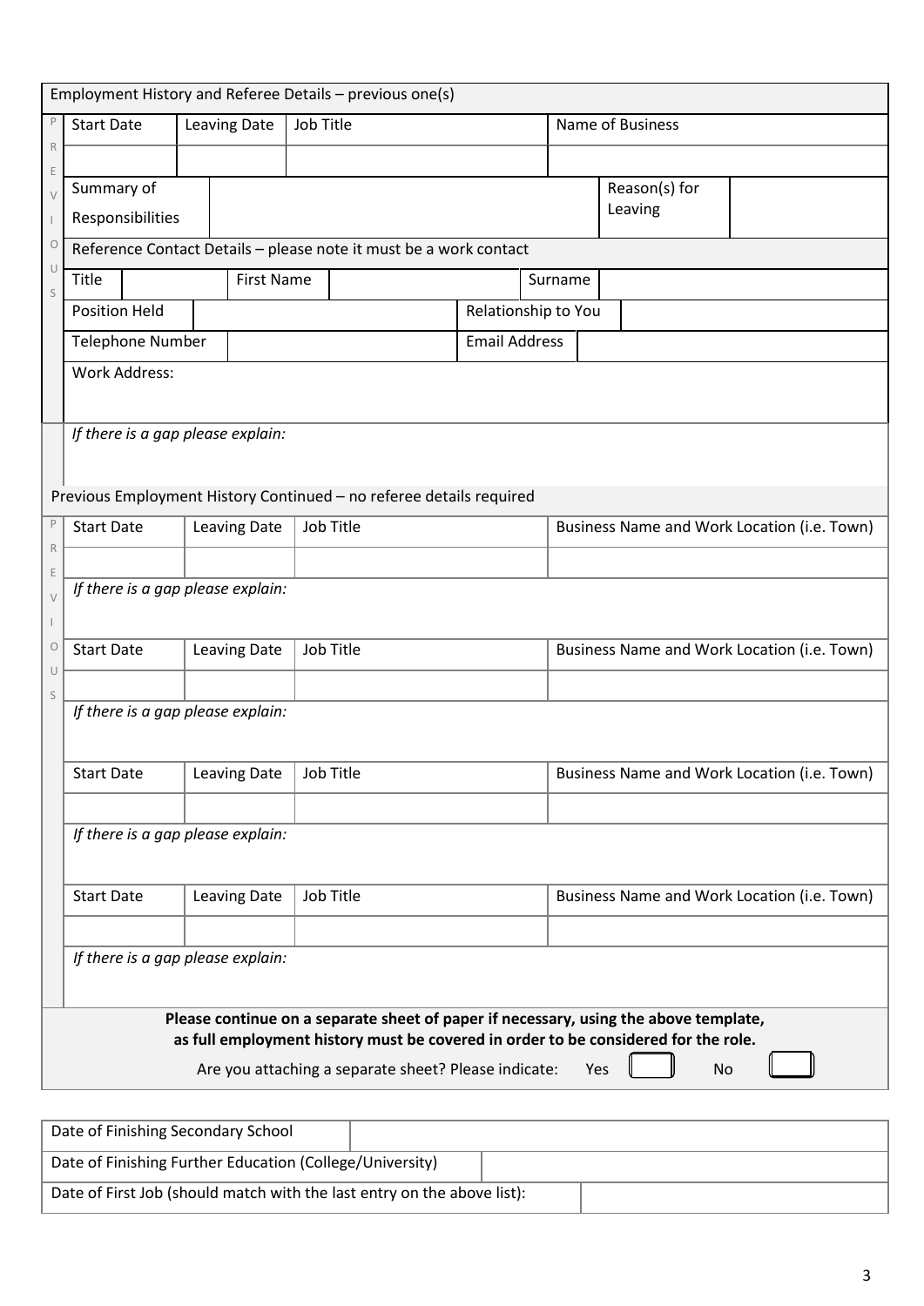## Employment History and Referee Details – previous one(s)

PREVIOUS

| Start Date | Leaving Date | Job Title | Name of Business |
|---|---|---|---|
| | | | |

| Summary of Responsibilities | | Reason(s) for Leaving | |
|---|---|---|---|

**Reference Contact Details – please note it must be a work contact**

| Title | | First Name | | Surname | |
|---|---|---|---|---|---|

| Position Held | | Relationship to You | |
|---|---|---|---|
| Telephone Number | | Email Address | |

Work Address:

*If there is a gap please explain:*

## Previous Employment History Continued – no referee details required

PREVIOUS

| Start Date | Leaving Date | Job Title | Business Name and Work Location (i.e. Town) |
|---|---|---|---|
| | | | |

*If there is a gap please explain:*

| Start Date | Leaving Date | Job Title | Business Name and Work Location (i.e. Town) |
|---|---|---|---|
| | | | |

*If there is a gap please explain:*

| Start Date | Leaving Date | Job Title | Business Name and Work Location (i.e. Town) |
|---|---|---|---|
| | | | |

*If there is a gap please explain:*

| Start Date | Leaving Date | Job Title | Business Name and Work Location (i.e. Town) |
|---|---|---|---|
| | | | |

*If there is a gap please explain:*

**Please continue on a separate sheet of paper if necessary, using the above template, as full employment history must be covered in order to be considered for the role.**

Are you attaching a separate sheet? Please indicate: Yes ☐ No ☐

| Date of Finishing Secondary School | |
|---|---|
| Date of Finishing Further Education (College/University) | |
| Date of First Job (should match with the last entry on the above list): | |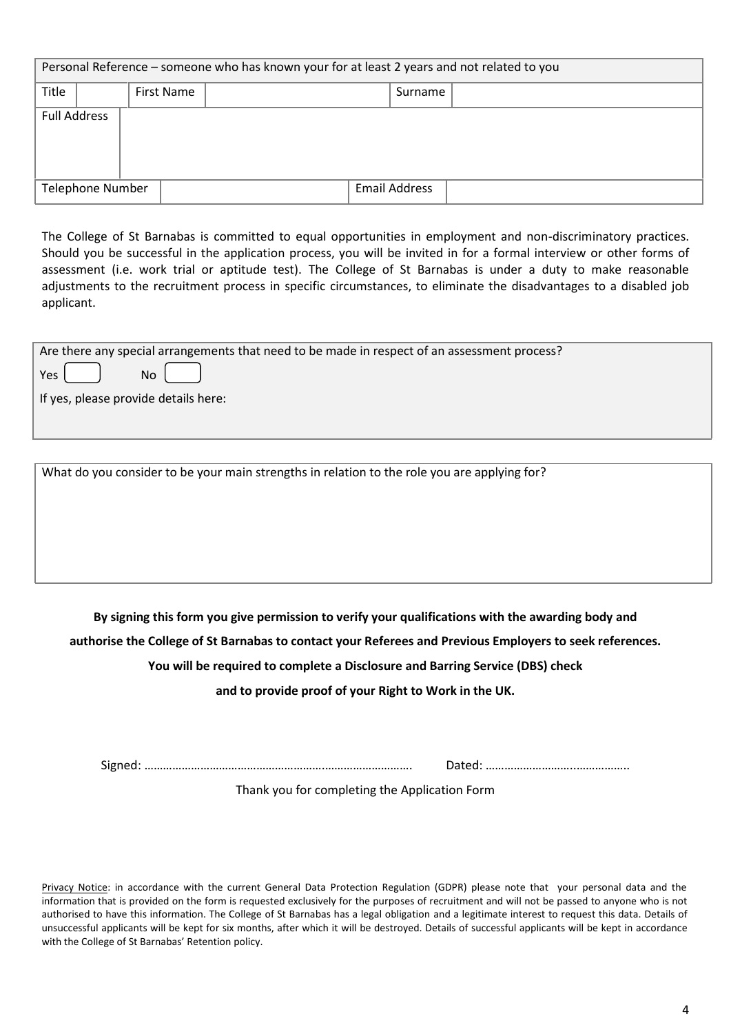| Personal Reference – someone who has known your for at least 2 years and not related to you | | | | | |
| --- | --- | --- | --- | --- | --- |
| Title | | First Name | | Surname | |
| Full Address | | | | | |
| Telephone Number | | | Email Address | | |

The College of St Barnabas is committed to equal opportunities in employment and non-discriminatory practices. Should you be successful in the application process, you will be invited in for a formal interview or other forms of assessment (i.e. work trial or aptitude test). The College of St Barnabas is under a duty to make reasonable adjustments to the recruitment process in specific circumstances, to eliminate the disadvantages to a disabled job applicant.

| Are there any special arrangements that need to be made in respect of an assessment process? |
| --- |
| Yes ☐ No ☐ |
| If yes, please provide details here: |

| What do you consider to be your main strengths in relation to the role you are applying for? |
| --- |
| |

**By signing this form you give permission to verify your qualifications with the awarding body and authorise the College of St Barnabas to contact your Referees and Previous Employers to seek references.**

**You will be required to complete a Disclosure and Barring Service (DBS) check and to provide proof of your Right to Work in the UK.**

Signed: ………………………………………………….……………………. Dated: ……………………….……………..

Thank you for completing the Application Form

Privacy Notice: in accordance with the current General Data Protection Regulation (GDPR) please note that your personal data and the information that is provided on the form is requested exclusively for the purposes of recruitment and will not be passed to anyone who is not authorised to have this information. The College of St Barnabas has a legal obligation and a legitimate interest to request this data. Details of unsuccessful applicants will be kept for six months, after which it will be destroyed. Details of successful applicants will be kept in accordance with the College of St Barnabas' Retention policy.